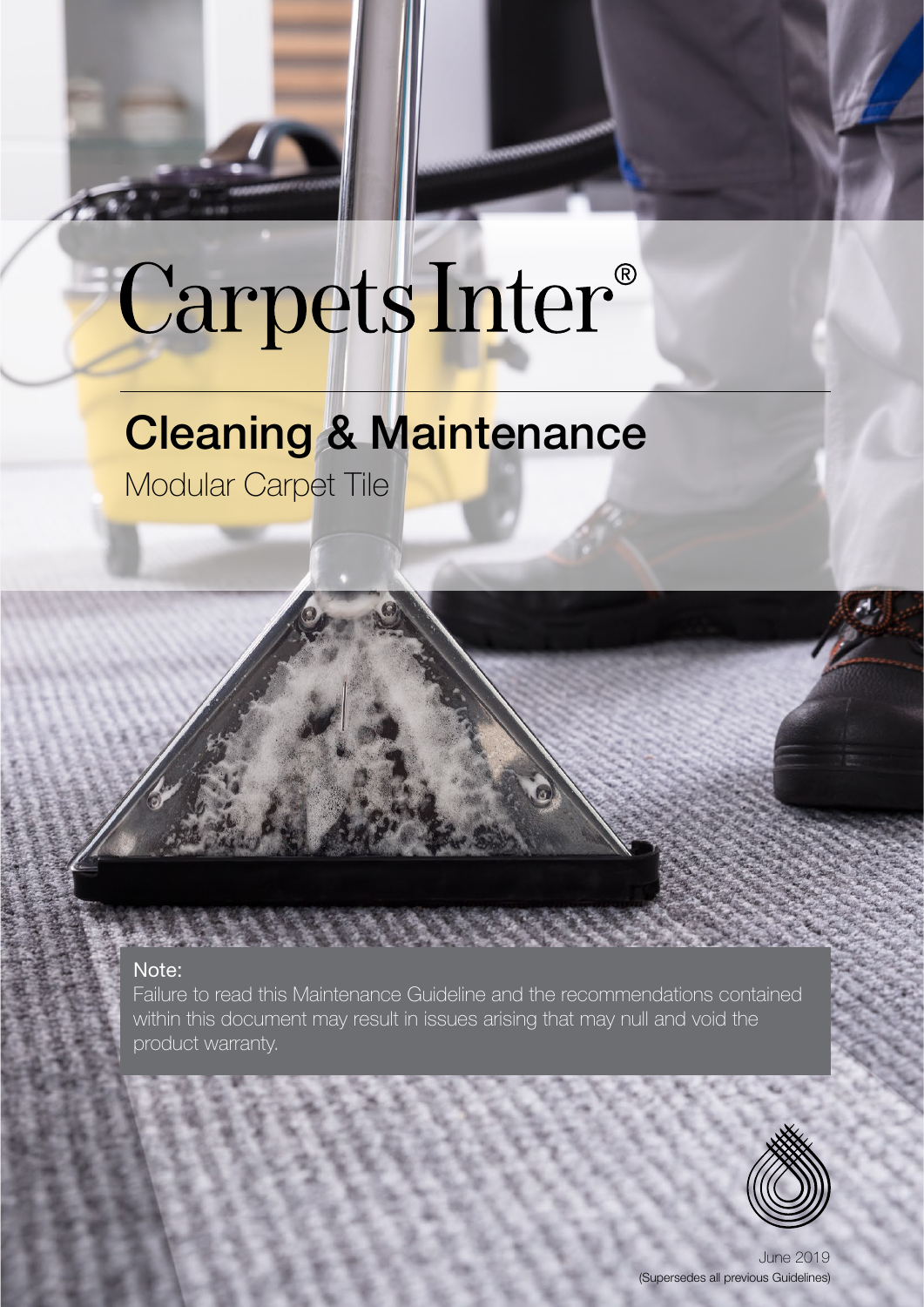# Carpets Inter®

## Cleaning & Maintenance

Modular Carpet Tile

**Note:**

Failure to read this Maintenance Guideline and the recommendations contained within this document may result in issues arising that may null and void the product warranty.

June 2019

(Supersedes all previous Guidelines)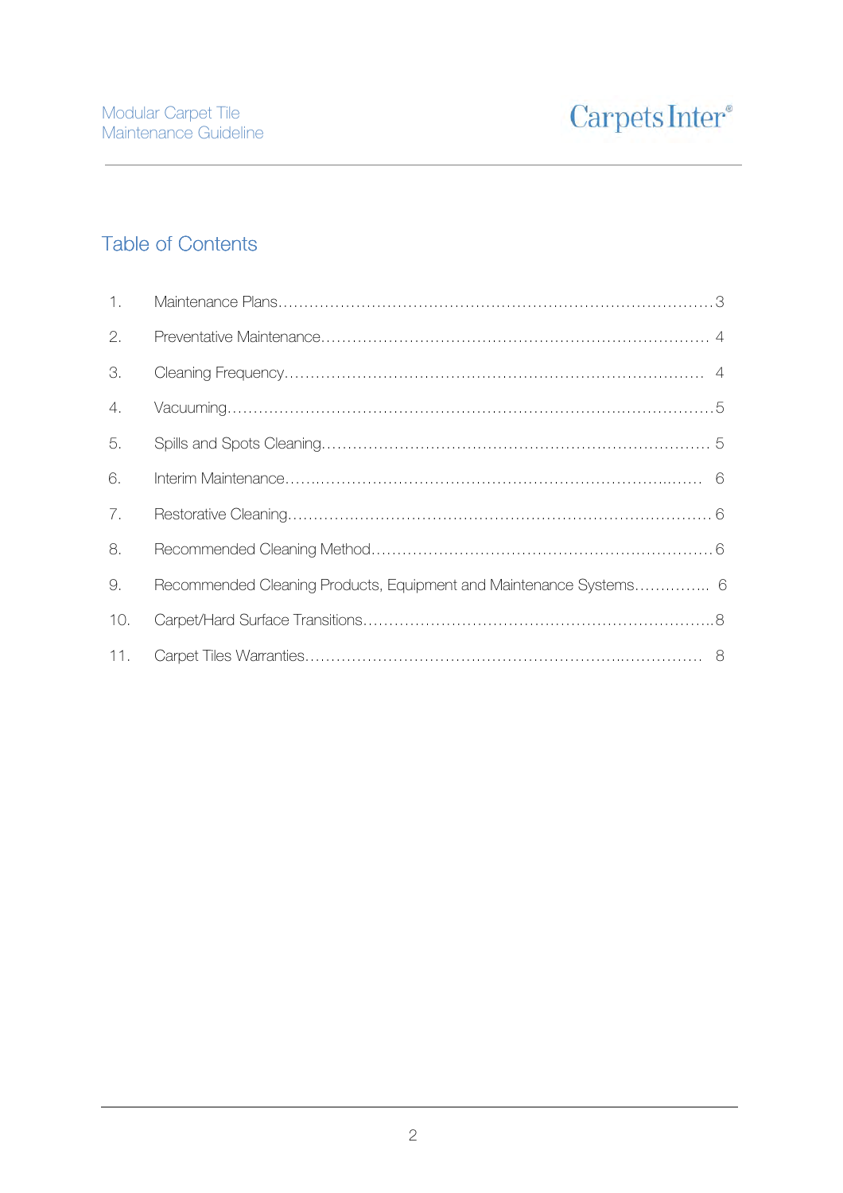## Table of Contents

1. Maintenance Plans……………………………………………………………………………3
2. Preventative Maintenance………………………………………………………………… 4
3. Cleaning Frequency……………………………………………………………………… 4
4. Vacuuming………………………………………………………………………………….5
5. Spills and Spots Cleaning………………………………………………………………… 5
6. Interim Maintenance……………………………………………………………………… 6
7. Restorative Cleaning……………………………………………………………………… 6
8. Recommended Cleaning Method………………………………………………………….6
9. Recommended Cleaning Products, Equipment and Maintenance Systems………….. 6
10. Carpet/Hard Surface Transitions………………………………………………………….8
11. Carpet Tiles Warranties…………………………………………………………………. 8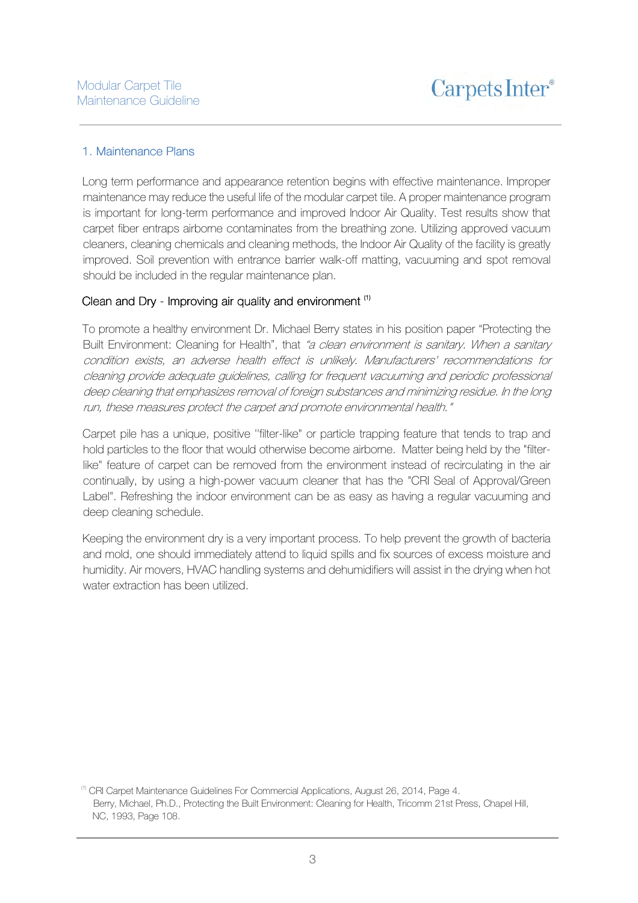## 1. Maintenance Plans

Long term performance and appearance retention begins with effective maintenance. Improper maintenance may reduce the useful life of the modular carpet tile. A proper maintenance program is important for long-term performance and improved Indoor Air Quality. Test results show that carpet fiber entraps airborne contaminates from the breathing zone. Utilizing approved vacuum cleaners, cleaning chemicals and cleaning methods, the Indoor Air Quality of the facility is greatly improved. Soil prevention with entrance barrier walk-off matting, vacuuming and spot removal should be included in the regular maintenance plan.

### Clean and Dry - Improving air quality and environment [(1)]

To promote a healthy environment Dr. Michael Berry states in his position paper "Protecting the Built Environment: Cleaning for Health", that *"a clean environment is sanitary. When a sanitary condition exists, an adverse health effect is unlikely. Manufacturers' recommendations for cleaning provide adequate guidelines, calling for frequent vacuuming and periodic professional deep cleaning that emphasizes removal of foreign substances and minimizing residue. In the long run, these measures protect the carpet and promote environmental health."*

Carpet pile has a unique, positive "filter-like" or particle trapping feature that tends to trap and hold particles to the floor that would otherwise become airborne. Matter being held by the "filter-like" feature of carpet can be removed from the environment instead of recirculating in the air continually, by using a high-power vacuum cleaner that has the "CRI Seal of Approval/Green Label". Refreshing the indoor environment can be as easy as having a regular vacuuming and deep cleaning schedule.

Keeping the environment dry is a very important process. To help prevent the growth of bacteria and mold, one should immediately attend to liquid spills and fix sources of excess moisture and humidity. Air movers, HVAC handling systems and dehumidifiers will assist in the drying when hot water extraction has been utilized.

[(1)] CRI Carpet Maintenance Guidelines For Commercial Applications, August 26, 2014, Page 4.
Berry, Michael, Ph.D., Protecting the Built Environment: Cleaning for Health, Tricomm 21st Press, Chapel Hill, NC, 1993, Page 108.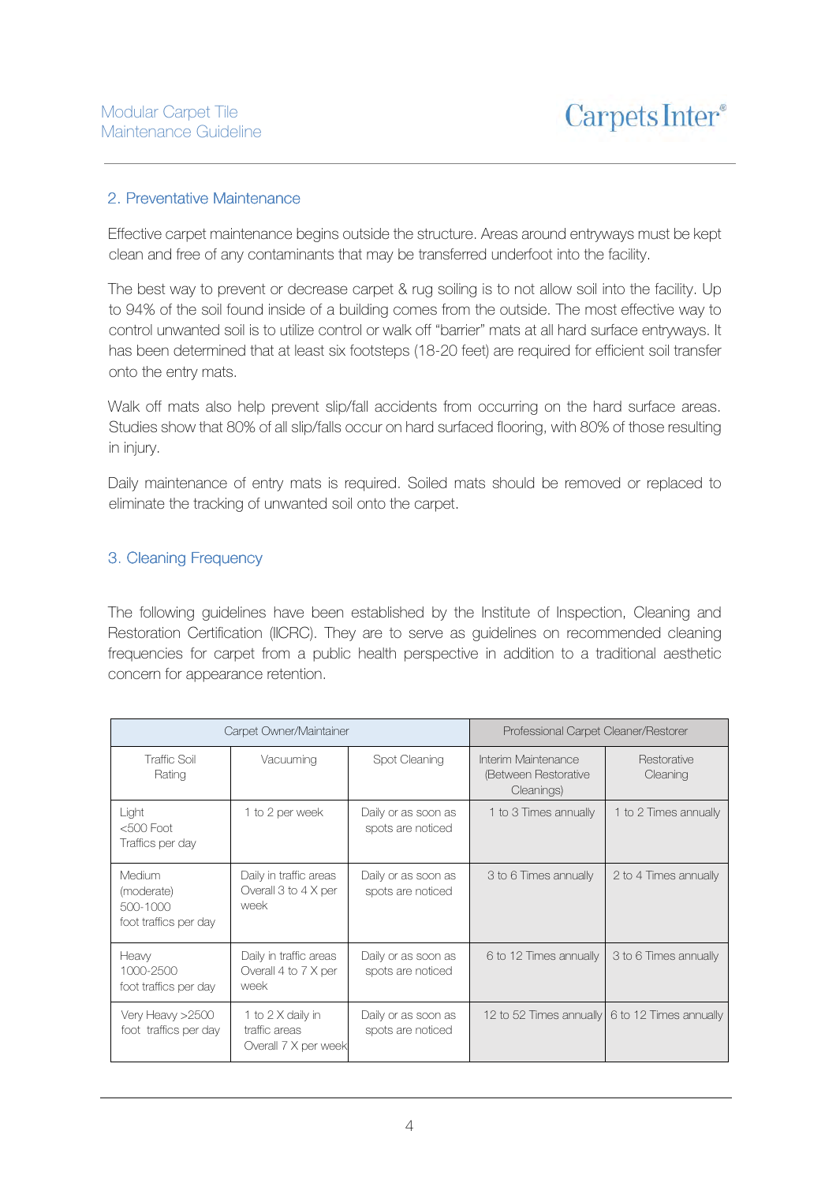## 2. Preventative Maintenance

Effective carpet maintenance begins outside the structure. Areas around entryways must be kept clean and free of any contaminants that may be transferred underfoot into the facility.

The best way to prevent or decrease carpet & rug soiling is to not allow soil into the facility. Up to 94% of the soil found inside of a building comes from the outside. The most effective way to control unwanted soil is to utilize control or walk off "barrier" mats at all hard surface entryways. It has been determined that at least six footsteps (18-20 feet) are required for efficient soil transfer onto the entry mats.

Walk off mats also help prevent slip/fall accidents from occurring on the hard surface areas. Studies show that 80% of all slip/falls occur on hard surfaced flooring, with 80% of those resulting in injury.

Daily maintenance of entry mats is required. Soiled mats should be removed or replaced to eliminate the tracking of unwanted soil onto the carpet.

## 3. Cleaning Frequency

The following guidelines have been established by the Institute of Inspection, Cleaning and Restoration Certification (IICRC). They are to serve as guidelines on recommended cleaning frequencies for carpet from a public health perspective in addition to a traditional aesthetic concern for appearance retention.

| Carpet Owner/Maintainer | | | Professional Carpet Cleaner/Restorer | |
|---|---|---|---|---|
| Traffic Soil Rating | Vacuuming | Spot Cleaning | Interim Maintenance (Between Restorative Cleanings) | Restorative Cleaning |
| Light <500 Foot Traffics per day | 1 to 2 per week | Daily or as soon as spots are noticed | 1 to 3 Times annually | 1 to 2 Times annually |
| Medium (moderate) 500-1000 foot traffics per day | Daily in traffic areas Overall 3 to 4 X per week | Daily or as soon as spots are noticed | 3 to 6 Times annually | 2 to 4 Times annually |
| Heavy 1000-2500 foot traffics per day | Daily in traffic areas Overall 4 to 7 X per week | Daily or as soon as spots are noticed | 6 to 12 Times annually | 3 to 6 Times annually |
| Very Heavy >2500 foot traffics per day | 1 to 2 X daily in traffic areas Overall 7 X per week | Daily or as soon as spots are noticed | 12 to 52 Times annually | 6 to 12 Times annually |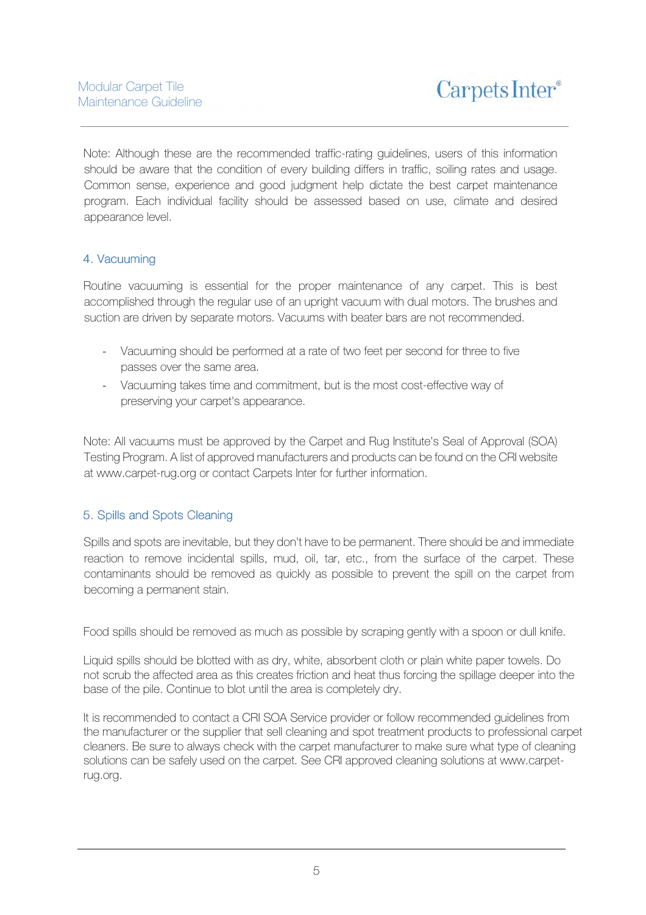Note: Although these are the recommended traffic-rating guidelines, users of this information should be aware that the condition of every building differs in traffic, soiling rates and usage. Common sense, experience and good judgment help dictate the best carpet maintenance program. Each individual facility should be assessed based on use, climate and desired appearance level.

## 4. Vacuuming

Routine vacuuming is essential for the proper maintenance of any carpet. This is best accomplished through the regular use of an upright vacuum with dual motors. The brushes and suction are driven by separate motors. Vacuums with beater bars are not recommended.

- Vacuuming should be performed at a rate of two feet per second for three to five passes over the same area.
- Vacuuming takes time and commitment, but is the most cost-effective way of preserving your carpet's appearance.

Note: All vacuums must be approved by the Carpet and Rug Institute's Seal of Approval (SOA) Testing Program. A list of approved manufacturers and products can be found on the CRI website at www.carpet-rug.org or contact Carpets Inter for further information.

## 5. Spills and Spots Cleaning

Spills and spots are inevitable, but they don't have to be permanent. There should be and immediate reaction to remove incidental spills, mud, oil, tar, etc., from the surface of the carpet. These contaminants should be removed as quickly as possible to prevent the spill on the carpet from becoming a permanent stain.

Food spills should be removed as much as possible by scraping gently with a spoon or dull knife.

Liquid spills should be blotted with as dry, white, absorbent cloth or plain white paper towels. Do not scrub the affected area as this creates friction and heat thus forcing the spillage deeper into the base of the pile. Continue to blot until the area is completely dry.

It is recommended to contact a CRI SOA Service provider or follow recommended guidelines from the manufacturer or the supplier that sell cleaning and spot treatment products to professional carpet cleaners. Be sure to always check with the carpet manufacturer to make sure what type of cleaning solutions can be safely used on the carpet. See CRI approved cleaning solutions at www.carpet-rug.org.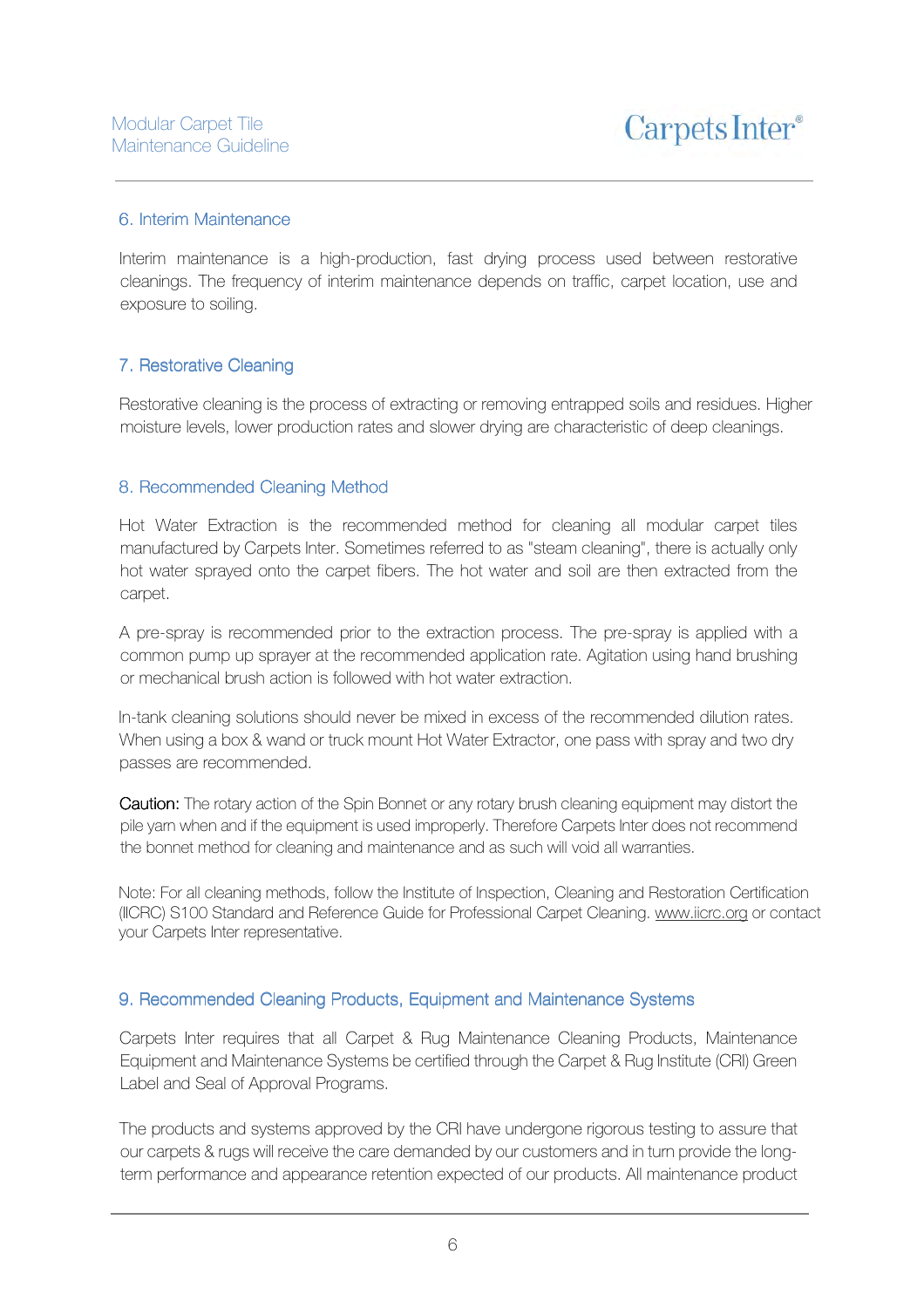## 6. Interim Maintenance

Interim maintenance is a high-production, fast drying process used between restorative cleanings. The frequency of interim maintenance depends on traffic, carpet location, use and exposure to soiling.

## 7. Restorative Cleaning

Restorative cleaning is the process of extracting or removing entrapped soils and residues. Higher moisture levels, lower production rates and slower drying are characteristic of deep cleanings.

## 8. Recommended Cleaning Method

Hot Water Extraction is the recommended method for cleaning all modular carpet tiles manufactured by Carpets Inter. Sometimes referred to as "steam cleaning", there is actually only hot water sprayed onto the carpet fibers. The hot water and soil are then extracted from the carpet.

A pre-spray is recommended prior to the extraction process. The pre-spray is applied with a common pump up sprayer at the recommended application rate. Agitation using hand brushing or mechanical brush action is followed with hot water extraction.

In-tank cleaning solutions should never be mixed in excess of the recommended dilution rates. When using a box & wand or truck mount Hot Water Extractor, one pass with spray and two dry passes are recommended.

Caution: The rotary action of the Spin Bonnet or any rotary brush cleaning equipment may distort the pile yarn when and if the equipment is used improperly. Therefore Carpets Inter does not recommend the bonnet method for cleaning and maintenance and as such will void all warranties.

Note: For all cleaning methods, follow the Institute of Inspection, Cleaning and Restoration Certification (IICRC) S100 Standard and Reference Guide for Professional Carpet Cleaning. www.iicrc.org or contact your Carpets Inter representative.

## 9. Recommended Cleaning Products, Equipment and Maintenance Systems

Carpets Inter requires that all Carpet & Rug Maintenance Cleaning Products, Maintenance Equipment and Maintenance Systems be certified through the Carpet & Rug Institute (CRI) Green Label and Seal of Approval Programs.

The products and systems approved by the CRI have undergone rigorous testing to assure that our carpets & rugs will receive the care demanded by our customers and in turn provide the long-term performance and appearance retention expected of our products. All maintenance product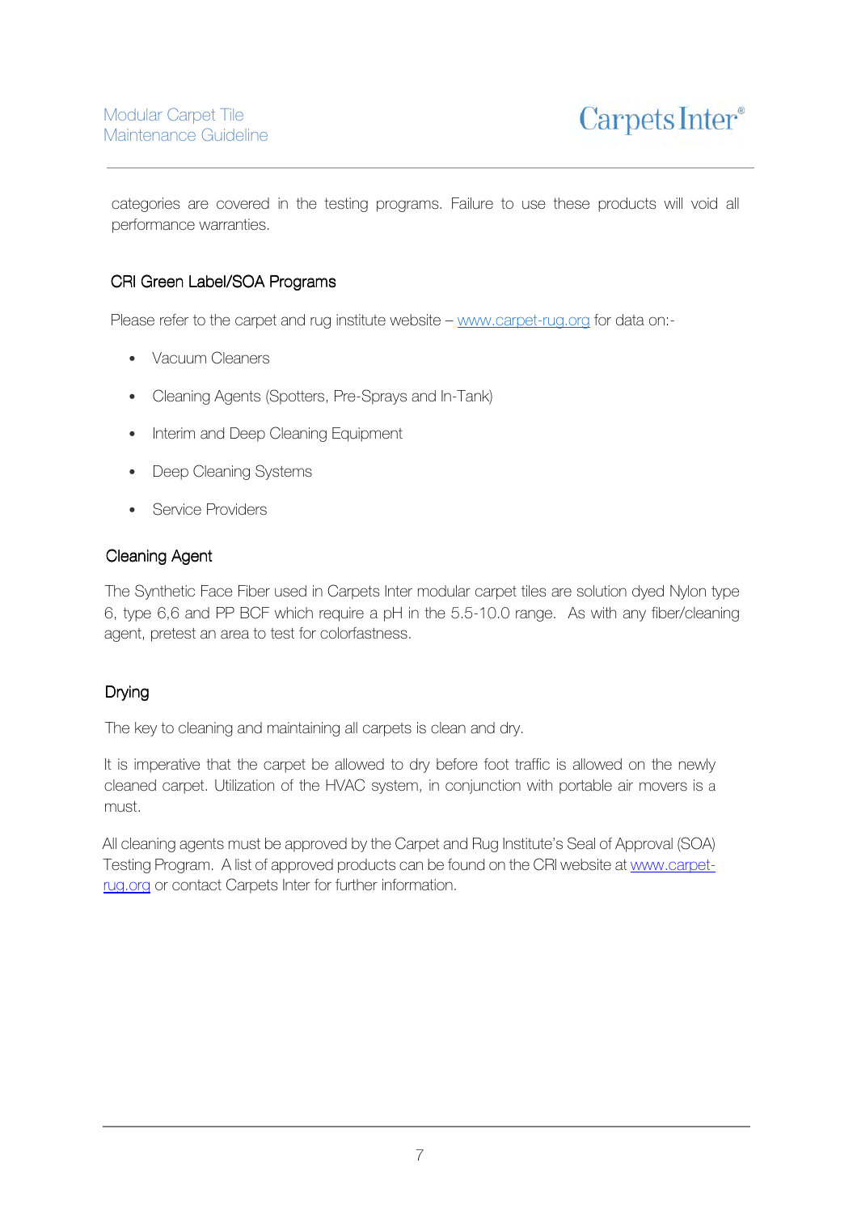categories are covered in the testing programs. Failure to use these products will void all performance warranties.

## CRI Green Label/SOA Programs

Please refer to the carpet and rug institute website – www.carpet-rug.org for data on:-

- Vacuum Cleaners
- Cleaning Agents (Spotters, Pre-Sprays and In-Tank)
- Interim and Deep Cleaning Equipment
- Deep Cleaning Systems
- Service Providers

## Cleaning Agent

The Synthetic Face Fiber used in Carpets Inter modular carpet tiles are solution dyed Nylon type 6, type 6,6 and PP BCF which require a pH in the 5.5-10.0 range. As with any fiber/cleaning agent, pretest an area to test for colorfastness.

## Drying

The key to cleaning and maintaining all carpets is clean and dry.

It is imperative that the carpet be allowed to dry before foot traffic is allowed on the newly cleaned carpet. Utilization of the HVAC system, in conjunction with portable air movers is a must.

All cleaning agents must be approved by the Carpet and Rug Institute's Seal of Approval (SOA) Testing Program. A list of approved products can be found on the CRI website at www.carpet-rug.org or contact Carpets Inter for further information.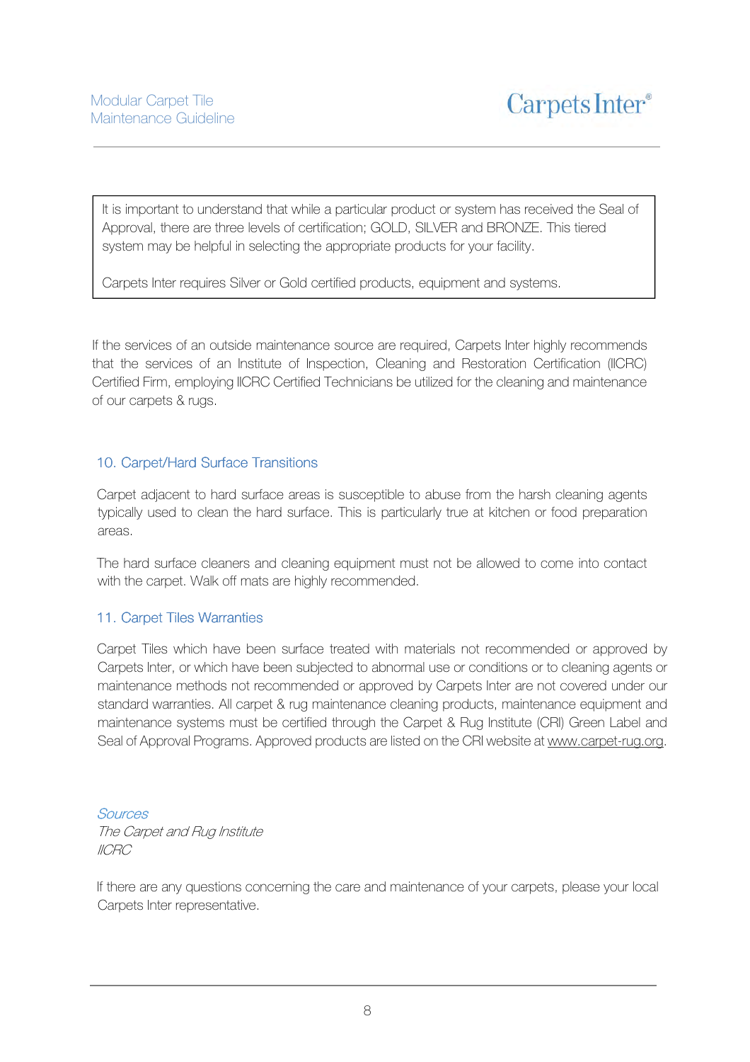It is important to understand that while a particular product or system has received the Seal of Approval, there are three levels of certification; GOLD, SILVER and BRONZE. This tiered system may be helpful in selecting the appropriate products for your facility.

Carpets Inter requires Silver or Gold certified products, equipment and systems.

If the services of an outside maintenance source are required, Carpets Inter highly recommends that the services of an Institute of Inspection, Cleaning and Restoration Certification (IICRC) Certified Firm, employing IICRC Certified Technicians be utilized for the cleaning and maintenance of our carpets & rugs.

## 10. Carpet/Hard Surface Transitions

Carpet adjacent to hard surface areas is susceptible to abuse from the harsh cleaning agents typically used to clean the hard surface. This is particularly true at kitchen or food preparation areas.

The hard surface cleaners and cleaning equipment must not be allowed to come into contact with the carpet. Walk off mats are highly recommended.

## 11. Carpet Tiles Warranties

Carpet Tiles which have been surface treated with materials not recommended or approved by Carpets Inter, or which have been subjected to abnormal use or conditions or to cleaning agents or maintenance methods not recommended or approved by Carpets Inter are not covered under our standard warranties. All carpet & rug maintenance cleaning products, maintenance equipment and maintenance systems must be certified through the Carpet & Rug Institute (CRI) Green Label and Seal of Approval Programs. Approved products are listed on the CRI website at www.carpet-rug.org.

*Sources*
*The Carpet and Rug Institute*
*IICRC*

If there are any questions concerning the care and maintenance of your carpets, please your local Carpets Inter representative.